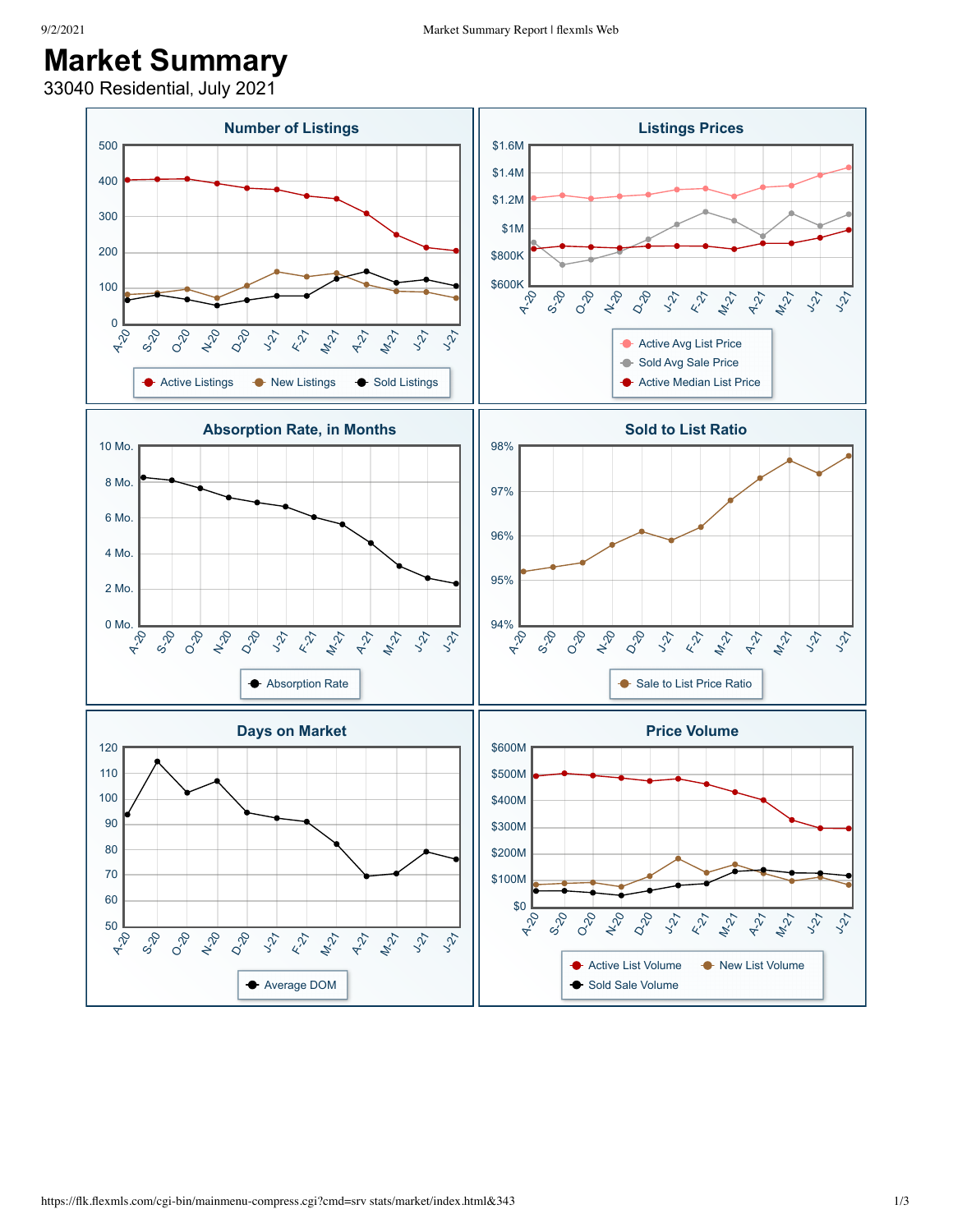# Market Summary

33040 Residential, July 2021

### Number of Listings

500
400
300
200
100
0

A-20 S-20 O-20 N-20 D-20 J-21 F-21 M-21 A-21 M-21 J-21 J-21

Active Listings · New Listings · Sold Listings

### Listings Prices

$1.6M
$1.4M
$1.2M
$1M
$800K
$600K

A-20 S-20 O-20 N-20 D-20 J-21 F-21 M-21 A-21 M-21 J-21 J-21

Active Avg List Price · Sold Avg Sale Price · Active Median List Price

### Absorption Rate, in Months

10 Mo.
8 Mo.
6 Mo.
4 Mo.
2 Mo.
0 Mo.

A-20 S-20 O-20 N-20 D-20 J-21 F-21 M-21 A-21 M-21 J-21 J-21

Absorption Rate

### Sold to List Ratio

98%
97%
96%
95%
94%

A-20 S-20 O-20 N-20 D-20 J-21 F-21 M-21 A-21 M-21 J-21 J-21

Sale to List Price Ratio

### Days on Market

120
110
100
90
80
70
60
50

A-20 S-20 O-20 N-20 D-20 J-21 F-21 M-21 A-21 M-21 J-21 J-21

Average DOM

### Price Volume

$600M
$500M
$400M
$300M
$200M
$100M
$0

A-20 S-20 O-20 N-20 D-20 J-21 F-21 M-21 A-21 M-21 J-21 J-21

Active List Volume · New List Volume · Sold Sale Volume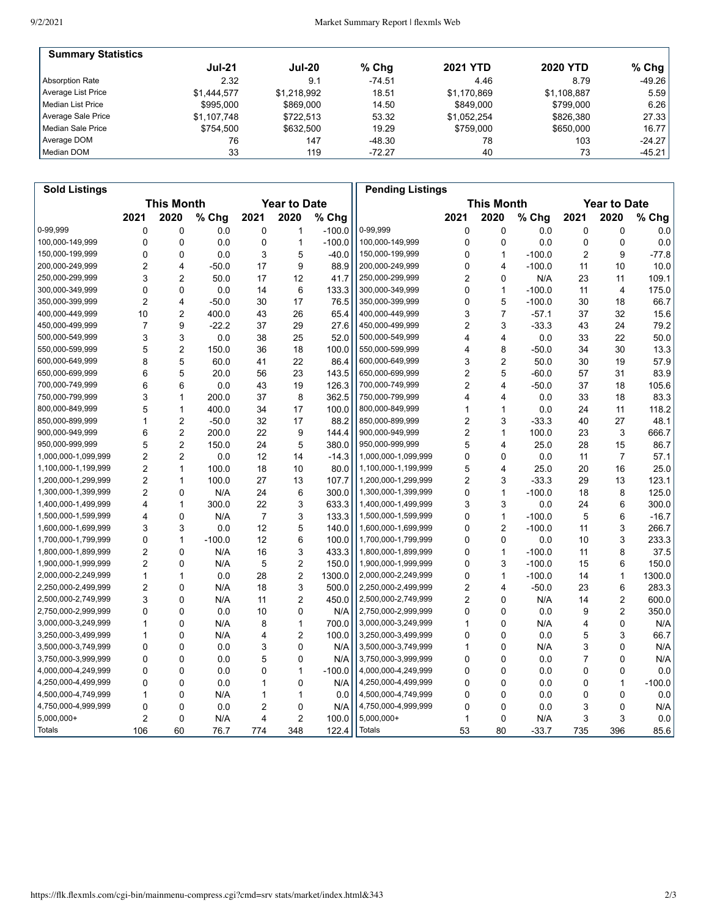## Summary Statistics

| | Jul-21 | Jul-20 | % Chg | 2021 YTD | 2020 YTD | % Chg |
|---|---|---|---|---|---|---|
| Absorption Rate | 2.32 | 9.1 | -74.51 | 4.46 | 8.79 | -49.26 |
| Average List Price | $1,444,577 | $1,218,992 | 18.51 | $1,170,869 | $1,108,887 | 5.59 |
| Median List Price | $995,000 | $869,000 | 14.50 | $849,000 | $799,000 | 6.26 |
| Average Sale Price | $1,107,748 | $722,513 | 53.32 | $1,052,254 | $826,380 | 27.33 |
| Median Sale Price | $754,500 | $632,500 | 19.29 | $759,000 | $650,000 | 16.77 |
| Average DOM | 76 | 147 | -48.30 | 78 | 103 | -24.27 |
| Median DOM | 33 | 119 | -72.27 | 40 | 73 | -45.21 |

## Sold Listings

| | This Month | | | Year to Date | | |
|---|---|---|---|---|---|---|
| | 2021 | 2020 | % Chg | 2021 | 2020 | % Chg |
| 0-99,999 | 0 | 0 | 0.0 | 0 | 1 | -100.0 |
| 100,000-149,999 | 0 | 0 | 0.0 | 0 | 1 | -100.0 |
| 150,000-199,999 | 0 | 0 | 0.0 | 3 | 5 | -40.0 |
| 200,000-249,999 | 2 | 4 | -50.0 | 17 | 9 | 88.9 |
| 250,000-299,999 | 3 | 2 | 50.0 | 17 | 12 | 41.7 |
| 300,000-349,999 | 0 | 0 | 0.0 | 14 | 6 | 133.3 |
| 350,000-399,999 | 2 | 4 | -50.0 | 30 | 17 | 76.5 |
| 400,000-449,999 | 10 | 2 | 400.0 | 43 | 26 | 65.4 |
| 450,000-499,999 | 7 | 9 | -22.2 | 37 | 29 | 27.6 |
| 500,000-549,999 | 3 | 3 | 0.0 | 38 | 25 | 52.0 |
| 550,000-599,999 | 5 | 2 | 150.0 | 36 | 18 | 100.0 |
| 600,000-649,999 | 8 | 5 | 60.0 | 41 | 22 | 86.4 |
| 650,000-699,999 | 6 | 5 | 20.0 | 56 | 23 | 143.5 |
| 700,000-749,999 | 6 | 6 | 0.0 | 43 | 19 | 126.3 |
| 750,000-799,999 | 3 | 1 | 200.0 | 37 | 8 | 362.5 |
| 800,000-849,999 | 5 | 1 | 400.0 | 34 | 17 | 100.0 |
| 850,000-899,999 | 1 | 2 | -50.0 | 32 | 17 | 88.2 |
| 900,000-949,999 | 6 | 2 | 200.0 | 22 | 9 | 144.4 |
| 950,000-999,999 | 5 | 2 | 150.0 | 24 | 5 | 380.0 |
| 1,000,000-1,099,999 | 2 | 2 | 0.0 | 12 | 14 | -14.3 |
| 1,100,000-1,199,999 | 2 | 1 | 100.0 | 18 | 10 | 80.0 |
| 1,200,000-1,299,999 | 2 | 1 | 100.0 | 27 | 13 | 107.7 |
| 1,300,000-1,399,999 | 2 | 0 | N/A | 24 | 6 | 300.0 |
| 1,400,000-1,499,999 | 4 | 1 | 300.0 | 22 | 3 | 633.3 |
| 1,500,000-1,599,999 | 4 | 0 | N/A | 7 | 3 | 133.3 |
| 1,600,000-1,699,999 | 3 | 3 | 0.0 | 12 | 5 | 140.0 |
| 1,700,000-1,799,999 | 0 | 1 | -100.0 | 12 | 6 | 100.0 |
| 1,800,000-1,899,999 | 2 | 0 | N/A | 16 | 3 | 433.3 |
| 1,900,000-1,999,999 | 2 | 0 | N/A | 5 | 2 | 150.0 |
| 2,000,000-2,249,999 | 1 | 1 | 0.0 | 28 | 2 | 1300.0 |
| 2,250,000-2,499,999 | 2 | 0 | N/A | 18 | 3 | 500.0 |
| 2,500,000-2,749,999 | 3 | 0 | N/A | 11 | 2 | 450.0 |
| 2,750,000-2,999,999 | 0 | 0 | 0.0 | 10 | 0 | N/A |
| 3,000,000-3,249,999 | 1 | 0 | N/A | 8 | 1 | 700.0 |
| 3,250,000-3,499,999 | 1 | 0 | N/A | 4 | 2 | 100.0 |
| 3,500,000-3,749,999 | 0 | 0 | 0.0 | 3 | 0 | N/A |
| 3,750,000-3,999,999 | 0 | 0 | 0.0 | 5 | 0 | N/A |
| 4,000,000-4,249,999 | 0 | 0 | 0.0 | 0 | 1 | -100.0 |
| 4,250,000-4,499,999 | 0 | 0 | 0.0 | 1 | 0 | N/A |
| 4,500,000-4,749,999 | 1 | 0 | N/A | 1 | 1 | 0.0 |
| 4,750,000-4,999,999 | 0 | 0 | 0.0 | 2 | 0 | N/A |
| 5,000,000+ | 2 | 0 | N/A | 4 | 2 | 100.0 |
| Totals | 106 | 60 | 76.7 | 774 | 348 | 122.4 |

## Pending Listings

| | This Month | | | Year to Date | | |
|---|---|---|---|---|---|---|
| | 2021 | 2020 | % Chg | 2021 | 2020 | % Chg |
| 0-99,999 | 0 | 0 | 0.0 | 0 | 0 | 0.0 |
| 100,000-149,999 | 0 | 0 | 0.0 | 0 | 0 | 0.0 |
| 150,000-199,999 | 0 | 1 | -100.0 | 2 | 9 | -77.8 |
| 200,000-249,999 | 0 | 4 | -100.0 | 11 | 10 | 10.0 |
| 250,000-299,999 | 2 | 0 | N/A | 23 | 11 | 109.1 |
| 300,000-349,999 | 0 | 1 | -100.0 | 11 | 4 | 175.0 |
| 350,000-399,999 | 0 | 5 | -100.0 | 30 | 18 | 66.7 |
| 400,000-449,999 | 3 | 7 | -57.1 | 37 | 32 | 15.6 |
| 450,000-499,999 | 2 | 3 | -33.3 | 43 | 24 | 79.2 |
| 500,000-549,999 | 4 | 4 | 0.0 | 33 | 22 | 50.0 |
| 550,000-599,999 | 4 | 8 | -50.0 | 34 | 30 | 13.3 |
| 600,000-649,999 | 3 | 2 | 50.0 | 30 | 19 | 57.9 |
| 650,000-699,999 | 2 | 5 | -60.0 | 57 | 31 | 83.9 |
| 700,000-749,999 | 2 | 4 | -50.0 | 37 | 18 | 105.6 |
| 750,000-799,999 | 4 | 4 | 0.0 | 33 | 18 | 83.3 |
| 800,000-849,999 | 1 | 1 | 0.0 | 24 | 11 | 118.2 |
| 850,000-899,999 | 2 | 3 | -33.3 | 40 | 27 | 48.1 |
| 900,000-949,999 | 2 | 1 | 100.0 | 23 | 3 | 666.7 |
| 950,000-999,999 | 5 | 4 | 25.0 | 28 | 15 | 86.7 |
| 1,000,000-1,099,999 | 0 | 0 | 0.0 | 11 | 7 | 57.1 |
| 1,100,000-1,199,999 | 5 | 4 | 25.0 | 20 | 16 | 25.0 |
| 1,200,000-1,299,999 | 2 | 3 | -33.3 | 29 | 13 | 123.1 |
| 1,300,000-1,399,999 | 0 | 1 | -100.0 | 18 | 8 | 125.0 |
| 1,400,000-1,499,999 | 3 | 3 | 0.0 | 24 | 6 | 300.0 |
| 1,500,000-1,599,999 | 0 | 1 | -100.0 | 5 | 6 | -16.7 |
| 1,600,000-1,699,999 | 0 | 2 | -100.0 | 11 | 3 | 266.7 |
| 1,700,000-1,799,999 | 0 | 0 | 0.0 | 10 | 3 | 233.3 |
| 1,800,000-1,899,999 | 0 | 1 | -100.0 | 11 | 8 | 37.5 |
| 1,900,000-1,999,999 | 0 | 3 | -100.0 | 15 | 6 | 150.0 |
| 2,000,000-2,249,999 | 0 | 1 | -100.0 | 14 | 1 | 1300.0 |
| 2,250,000-2,499,999 | 2 | 4 | -50.0 | 23 | 6 | 283.3 |
| 2,500,000-2,749,999 | 2 | 0 | N/A | 14 | 2 | 600.0 |
| 2,750,000-2,999,999 | 0 | 0 | 0.0 | 9 | 2 | 350.0 |
| 3,000,000-3,249,999 | 1 | 0 | N/A | 4 | 0 | N/A |
| 3,250,000-3,499,999 | 0 | 0 | 0.0 | 5 | 3 | 66.7 |
| 3,500,000-3,749,999 | 1 | 0 | N/A | 3 | 0 | N/A |
| 3,750,000-3,999,999 | 0 | 0 | 0.0 | 7 | 0 | N/A |
| 4,000,000-4,249,999 | 0 | 0 | 0.0 | 0 | 0 | 0.0 |
| 4,250,000-4,499,999 | 0 | 0 | 0.0 | 0 | 1 | -100.0 |
| 4,500,000-4,749,999 | 0 | 0 | 0.0 | 0 | 0 | 0.0 |
| 4,750,000-4,999,999 | 0 | 0 | 0.0 | 3 | 0 | N/A |
| 5,000,000+ | 1 | 0 | N/A | 3 | 3 | 0.0 |
| Totals | 53 | 80 | -33.7 | 735 | 396 | 85.6 |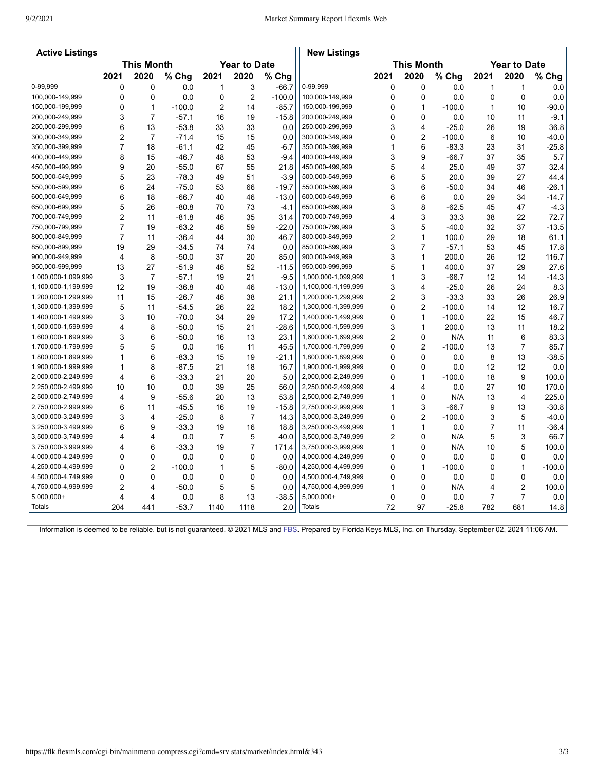| Active Listings | | | | | | |
|---|---|---|---|---|---|---|
| | This Month | | | Year to Date | | |
| | 2021 | 2020 | % Chg | 2021 | 2020 | % Chg |
| 0-99,999 | 0 | 0 | 0.0 | 1 | 3 | -66.7 |
| 100,000-149,999 | 0 | 0 | 0.0 | 0 | 2 | -100.0 |
| 150,000-199,999 | 0 | 1 | -100.0 | 2 | 14 | -85.7 |
| 200,000-249,999 | 3 | 7 | -57.1 | 16 | 19 | -15.8 |
| 250,000-299,999 | 6 | 13 | -53.8 | 33 | 33 | 0.0 |
| 300,000-349,999 | 2 | 7 | -71.4 | 15 | 15 | 0.0 |
| 350,000-399,999 | 7 | 18 | -61.1 | 42 | 45 | -6.7 |
| 400,000-449,999 | 8 | 15 | -46.7 | 48 | 53 | -9.4 |
| 450,000-499,999 | 9 | 20 | -55.0 | 67 | 55 | 21.8 |
| 500,000-549,999 | 5 | 23 | -78.3 | 49 | 51 | -3.9 |
| 550,000-599,999 | 6 | 24 | -75.0 | 53 | 66 | -19.7 |
| 600,000-649,999 | 6 | 18 | -66.7 | 40 | 46 | -13.0 |
| 650,000-699,999 | 5 | 26 | -80.8 | 70 | 73 | -4.1 |
| 700,000-749,999 | 2 | 11 | -81.8 | 46 | 35 | 31.4 |
| 750,000-799,999 | 7 | 19 | -63.2 | 46 | 59 | -22.0 |
| 800,000-849,999 | 7 | 11 | -36.4 | 44 | 30 | 46.7 |
| 850,000-899,999 | 19 | 29 | -34.5 | 74 | 74 | 0.0 |
| 900,000-949,999 | 4 | 8 | -50.0 | 37 | 20 | 85.0 |
| 950,000-999,999 | 13 | 27 | -51.9 | 46 | 52 | -11.5 |
| 1,000,000-1,099,999 | 3 | 7 | -57.1 | 19 | 21 | -9.5 |
| 1,100,000-1,199,999 | 12 | 19 | -36.8 | 40 | 46 | -13.0 |
| 1,200,000-1,299,999 | 11 | 15 | -26.7 | 46 | 38 | 21.1 |
| 1,300,000-1,399,999 | 5 | 11 | -54.5 | 26 | 22 | 18.2 |
| 1,400,000-1,499,999 | 3 | 10 | -70.0 | 34 | 29 | 17.2 |
| 1,500,000-1,599,999 | 4 | 8 | -50.0 | 15 | 21 | -28.6 |
| 1,600,000-1,699,999 | 3 | 6 | -50.0 | 16 | 13 | 23.1 |
| 1,700,000-1,799,999 | 5 | 5 | 0.0 | 16 | 11 | 45.5 |
| 1,800,000-1,899,999 | 1 | 6 | -83.3 | 15 | 19 | -21.1 |
| 1,900,000-1,999,999 | 1 | 8 | -87.5 | 21 | 18 | 16.7 |
| 2,000,000-2,249,999 | 4 | 6 | -33.3 | 21 | 20 | 5.0 |
| 2,250,000-2,499,999 | 10 | 10 | 0.0 | 39 | 25 | 56.0 |
| 2,500,000-2,749,999 | 4 | 9 | -55.6 | 20 | 13 | 53.8 |
| 2,750,000-2,999,999 | 6 | 11 | -45.5 | 16 | 19 | -15.8 |
| 3,000,000-3,249,999 | 3 | 4 | -25.0 | 8 | 7 | 14.3 |
| 3,250,000-3,499,999 | 6 | 9 | -33.3 | 19 | 16 | 18.8 |
| 3,500,000-3,749,999 | 4 | 4 | 0.0 | 7 | 5 | 40.0 |
| 3,750,000-3,999,999 | 4 | 6 | -33.3 | 19 | 7 | 171.4 |
| 4,000,000-4,249,999 | 0 | 0 | 0.0 | 0 | 0 | 0.0 |
| 4,250,000-4,499,999 | 0 | 2 | -100.0 | 1 | 5 | -80.0 |
| 4,500,000-4,749,999 | 0 | 0 | 0.0 | 0 | 0 | 0.0 |
| 4,750,000-4,999,999 | 2 | 4 | -50.0 | 5 | 5 | 0.0 |
| 5,000,000+ | 4 | 4 | 0.0 | 8 | 13 | -38.5 |
| Totals | 204 | 441 | -53.7 | 1140 | 1118 | 2.0 |

| New Listings | | | | | | |
|---|---|---|---|---|---|---|
| | This Month | | | Year to Date | | |
| | 2021 | 2020 | % Chg | 2021 | 2020 | % Chg |
| 0-99,999 | 0 | 0 | 0.0 | 1 | 1 | 0.0 |
| 100,000-149,999 | 0 | 0 | 0.0 | 0 | 0 | 0.0 |
| 150,000-199,999 | 0 | 1 | -100.0 | 1 | 10 | -90.0 |
| 200,000-249,999 | 0 | 0 | 0.0 | 10 | 11 | -9.1 |
| 250,000-299,999 | 3 | 4 | -25.0 | 26 | 19 | 36.8 |
| 300,000-349,999 | 0 | 2 | -100.0 | 6 | 10 | -40.0 |
| 350,000-399,999 | 1 | 6 | -83.3 | 23 | 31 | -25.8 |
| 400,000-449,999 | 3 | 9 | -66.7 | 37 | 35 | 5.7 |
| 450,000-499,999 | 5 | 4 | 25.0 | 49 | 37 | 32.4 |
| 500,000-549,999 | 6 | 5 | 20.0 | 39 | 27 | 44.4 |
| 550,000-599,999 | 3 | 6 | -50.0 | 34 | 46 | -26.1 |
| 600,000-649,999 | 6 | 6 | 0.0 | 29 | 34 | -14.7 |
| 650,000-699,999 | 3 | 8 | -62.5 | 45 | 47 | -4.3 |
| 700,000-749,999 | 4 | 3 | 33.3 | 38 | 22 | 72.7 |
| 750,000-799,999 | 3 | 5 | -40.0 | 32 | 37 | -13.5 |
| 800,000-849,999 | 2 | 1 | 100.0 | 29 | 18 | 61.1 |
| 850,000-899,999 | 3 | 7 | -57.1 | 53 | 45 | 17.8 |
| 900,000-949,999 | 3 | 1 | 200.0 | 26 | 12 | 116.7 |
| 950,000-999,999 | 5 | 1 | 400.0 | 37 | 29 | 27.6 |
| 1,000,000-1,099,999 | 1 | 3 | -66.7 | 12 | 14 | -14.3 |
| 1,100,000-1,199,999 | 3 | 4 | -25.0 | 26 | 24 | 8.3 |
| 1,200,000-1,299,999 | 2 | 3 | -33.3 | 33 | 26 | 26.9 |
| 1,300,000-1,399,999 | 0 | 2 | -100.0 | 14 | 12 | 16.7 |
| 1,400,000-1,499,999 | 0 | 1 | -100.0 | 22 | 15 | 46.7 |
| 1,500,000-1,599,999 | 3 | 1 | 200.0 | 13 | 11 | 18.2 |
| 1,600,000-1,699,999 | 2 | 0 | N/A | 11 | 6 | 83.3 |
| 1,700,000-1,799,999 | 0 | 2 | -100.0 | 13 | 7 | 85.7 |
| 1,800,000-1,899,999 | 0 | 0 | 0.0 | 8 | 13 | -38.5 |
| 1,900,000-1,999,999 | 0 | 0 | 0.0 | 12 | 12 | 0.0 |
| 2,000,000-2,249,999 | 0 | 1 | -100.0 | 18 | 9 | 100.0 |
| 2,250,000-2,499,999 | 4 | 4 | 0.0 | 27 | 10 | 170.0 |
| 2,500,000-2,749,999 | 1 | 0 | N/A | 13 | 4 | 225.0 |
| 2,750,000-2,999,999 | 1 | 3 | -66.7 | 9 | 13 | -30.8 |
| 3,000,000-3,249,999 | 0 | 2 | -100.0 | 3 | 5 | -40.0 |
| 3,250,000-3,499,999 | 1 | 1 | 0.0 | 7 | 11 | -36.4 |
| 3,500,000-3,749,999 | 2 | 0 | N/A | 5 | 3 | 66.7 |
| 3,750,000-3,999,999 | 1 | 0 | N/A | 10 | 5 | 100.0 |
| 4,000,000-4,249,999 | 0 | 0 | 0.0 | 0 | 0 | 0.0 |
| 4,250,000-4,499,999 | 0 | 1 | -100.0 | 0 | 1 | -100.0 |
| 4,500,000-4,749,999 | 0 | 0 | 0.0 | 0 | 0 | 0.0 |
| 4,750,000-4,999,999 | 1 | 0 | N/A | 4 | 2 | 100.0 |
| 5,000,000+ | 0 | 0 | 0.0 | 7 | 7 | 0.0 |
| Totals | 72 | 97 | -25.8 | 782 | 681 | 14.8 |

Information is deemed to be reliable, but is not guaranteed. © 2021 MLS and FBS. Prepared by Florida Keys MLS, Inc. on Thursday, September 02, 2021 11:06 AM.